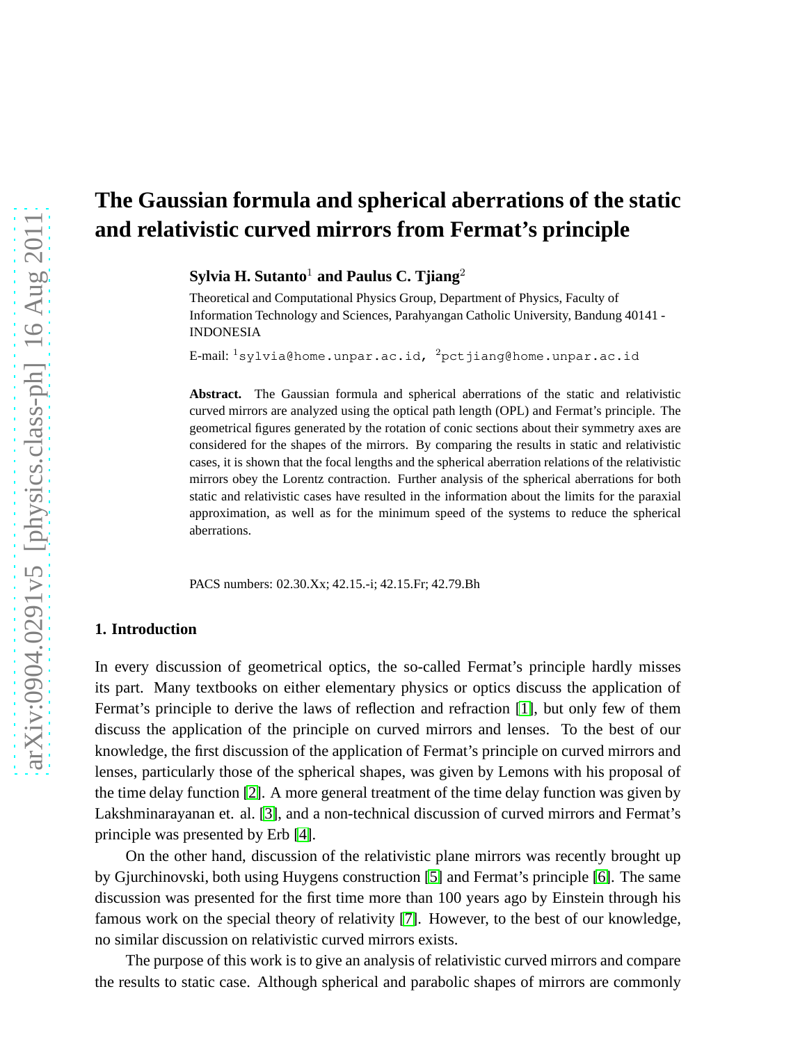# The Gaussian formula and spherical aberrations of the static and relativistic curved mirrors from Fermat's principle

**Sylvia H. Sutanto**[1] **and Paulus C. Tjiang**[2]

Theoretical and Computational Physics Group, Department of Physics, Faculty of Information Technology and Sciences, Parahyangan Catholic University, Bandung 40141 - INDONESIA

E-mail: [1]sylvia@home.unpar.ac.id, [2]pctjiang@home.unpar.ac.id

**Abstract.** The Gaussian formula and spherical aberrations of the static and relativistic curved mirrors are analyzed using the optical path length (OPL) and Fermat's principle. The geometrical figures generated by the rotation of conic sections about their symmetry axes are considered for the shapes of the mirrors. By comparing the results in static and relativistic cases, it is shown that the focal lengths and the spherical aberration relations of the relativistic mirrors obey the Lorentz contraction. Further analysis of the spherical aberrations for both static and relativistic cases have resulted in the information about the limits for the paraxial approximation, as well as for the minimum speed of the systems to reduce the spherical aberrations.

PACS numbers: 02.30.Xx; 42.15.-i; 42.15.Fr; 42.79.Bh

## 1. Introduction

In every discussion of geometrical optics, the so-called Fermat's principle hardly misses its part. Many textbooks on either elementary physics or optics discuss the application of Fermat's principle to derive the laws of reflection and refraction [1], but only few of them discuss the application of the principle on curved mirrors and lenses. To the best of our knowledge, the first discussion of the application of Fermat's principle on curved mirrors and lenses, particularly those of the spherical shapes, was given by Lemons with his proposal of the time delay function [2]. A more general treatment of the time delay function was given by Lakshminarayanan et. al. [3], and a non-technical discussion of curved mirrors and Fermat's principle was presented by Erb [4].

On the other hand, discussion of the relativistic plane mirrors was recently brought up by Gjurchinovski, both using Huygens construction [5] and Fermat's principle [6]. The same discussion was presented for the first time more than 100 years ago by Einstein through his famous work on the special theory of relativity [7]. However, to the best of our knowledge, no similar discussion on relativistic curved mirrors exists.

The purpose of this work is to give an analysis of relativistic curved mirrors and compare the results to static case. Although spherical and parabolic shapes of mirrors are commonly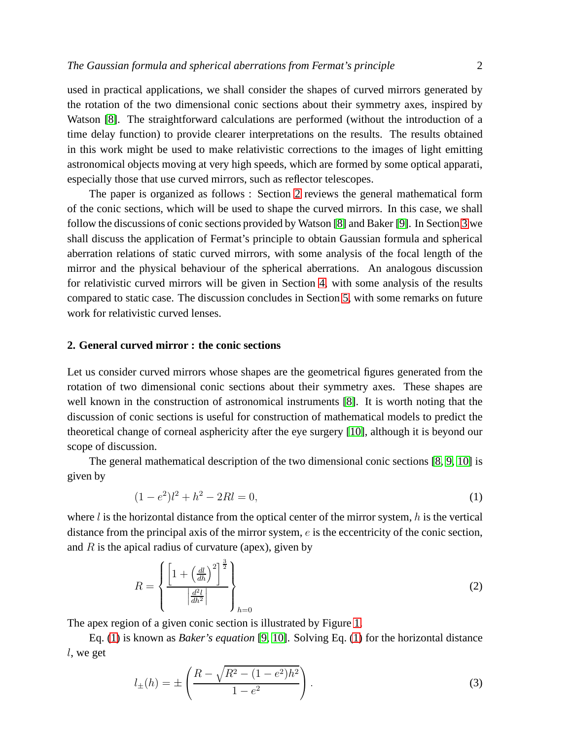used in practical applications, we shall consider the shapes of curved mirrors generated by the rotation of the two dimensional conic sections about their symmetry axes, inspired by Watson [8]. The straightforward calculations are performed (without the introduction of a time delay function) to provide clearer interpretations on the results. The results obtained in this work might be used to make relativistic corrections to the images of light emitting astronomical objects moving at very high speeds, which are formed by some optical apparati, especially those that use curved mirrors, such as reflector telescopes.

The paper is organized as follows : Section 2 reviews the general mathematical form of the conic sections, which will be used to shape the curved mirrors. In this case, we shall follow the discussions of conic sections provided by Watson [8] and Baker [9]. In Section 3 we shall discuss the application of Fermat's principle to obtain Gaussian formula and spherical aberration relations of static curved mirrors, with some analysis of the focal length of the mirror and the physical behaviour of the spherical aberrations. An analogous discussion for relativistic curved mirrors will be given in Section 4, with some analysis of the results compared to static case. The discussion concludes in Section 5, with some remarks on future work for relativistic curved lenses.

## 2. General curved mirror : the conic sections

Let us consider curved mirrors whose shapes are the geometrical figures generated from the rotation of two dimensional conic sections about their symmetry axes. These shapes are well known in the construction of astronomical instruments [8]. It is worth noting that the discussion of conic sections is useful for construction of mathematical models to predict the theoretical change of corneal asphericity after the eye surgery [10], although it is beyond our scope of discussion.

The general mathematical description of the two dimensional conic sections [8, 9, 10] is given by

$$(1-e^2)l^2 + h^2 - 2Rl = 0, \tag{1}$$

where $l$ is the horizontal distance from the optical center of the mirror system, $h$ is the vertical distance from the principal axis of the mirror system, $e$ is the eccentricity of the conic section, and $R$ is the apical radius of curvature (apex), given by

$$R = \left\{ \frac{\left[1+\left(\frac{dl}{dh}\right)^2\right]^{\frac{3}{2}}}{\left|\frac{d^2l}{dh^2}\right|} \right\}_{h=0} \tag{2}$$

The apex region of a given conic section is illustrated by Figure 1.

Eq. (1) is known as *Baker's equation* [9, 10]. Solving Eq. (1) for the horizontal distance $l$, we get

$$l_{\pm}(h) = \pm \left( \frac{R - \sqrt{R^2 - (1-e^2)h^2}}{1-e^2} \right). \tag{3}$$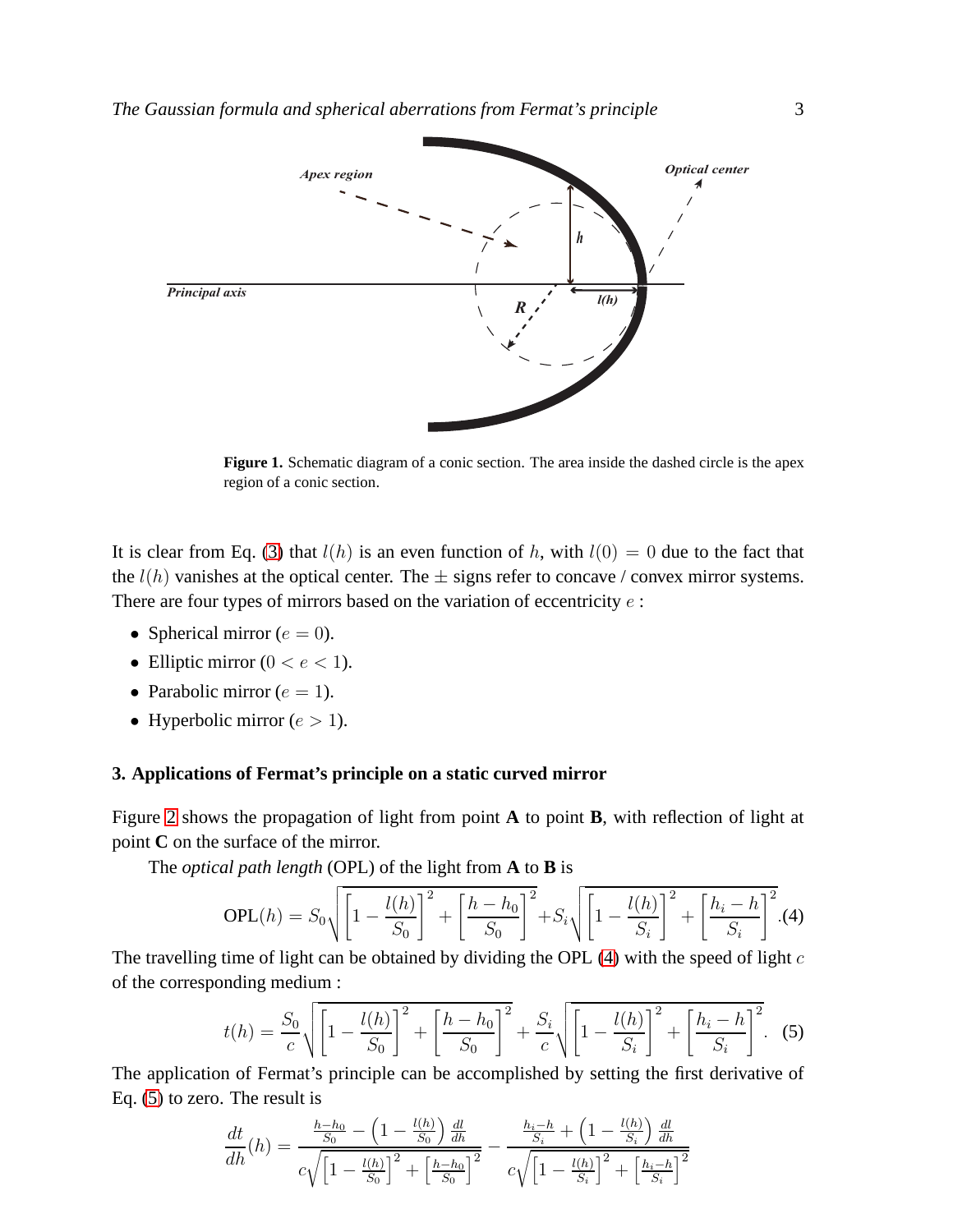**Figure 1.** Schematic diagram of a conic section. The area inside the dashed circle is the apex region of a conic section.

It is clear from Eq. (3) that $l(h)$ is an even function of $h$, with $l(0) = 0$ due to the fact that the $l(h)$ vanishes at the optical center. The $\pm$ signs refer to concave / convex mirror systems. There are four types of mirrors based on the variation of eccentricity $e$ :

- Spherical mirror ($e = 0$).
- Elliptic mirror ($0 < e < 1$).
- Parabolic mirror ($e = 1$).
- Hyperbolic mirror ($e > 1$).

## 3. Applications of Fermat's principle on a static curved mirror

Figure 2 shows the propagation of light from point **A** to point **B**, with reflection of light at point **C** on the surface of the mirror.

The *optical path length* (OPL) of the light from **A** to **B** is

$$\mathrm{OPL}(h) = S_0\sqrt{\left[1 - \frac{l(h)}{S_0}\right]^2 + \left[\frac{h - h_0}{S_0}\right]^2} + S_i\sqrt{\left[1 - \frac{l(h)}{S_i}\right]^2 + \left[\frac{h_i - h}{S_i}\right]^2}. \tag{4}$$

The travelling time of light can be obtained by dividing the OPL (4) with the speed of light $c$ of the corresponding medium :

$$t(h) = \frac{S_0}{c}\sqrt{\left[1 - \frac{l(h)}{S_0}\right]^2 + \left[\frac{h - h_0}{S_0}\right]^2} + \frac{S_i}{c}\sqrt{\left[1 - \frac{l(h)}{S_i}\right]^2 + \left[\frac{h_i - h}{S_i}\right]^2}. \tag{5}$$

The application of Fermat's principle can be accomplished by setting the first derivative of Eq. (5) to zero. The result is

$$\frac{dt}{dh}(h) = \frac{\frac{h-h_0}{S_0} - \left(1 - \frac{l(h)}{S_0}\right)\frac{dl}{dh}}{c\sqrt{\left[1 - \frac{l(h)}{S_0}\right]^2 + \left[\frac{h-h_0}{S_0}\right]^2}} - \frac{\frac{h_i-h}{S_i} + \left(1 - \frac{l(h)}{S_i}\right)\frac{dl}{dh}}{c\sqrt{\left[1 - \frac{l(h)}{S_i}\right]^2 + \left[\frac{h_i-h}{S_i}\right]^2}}$$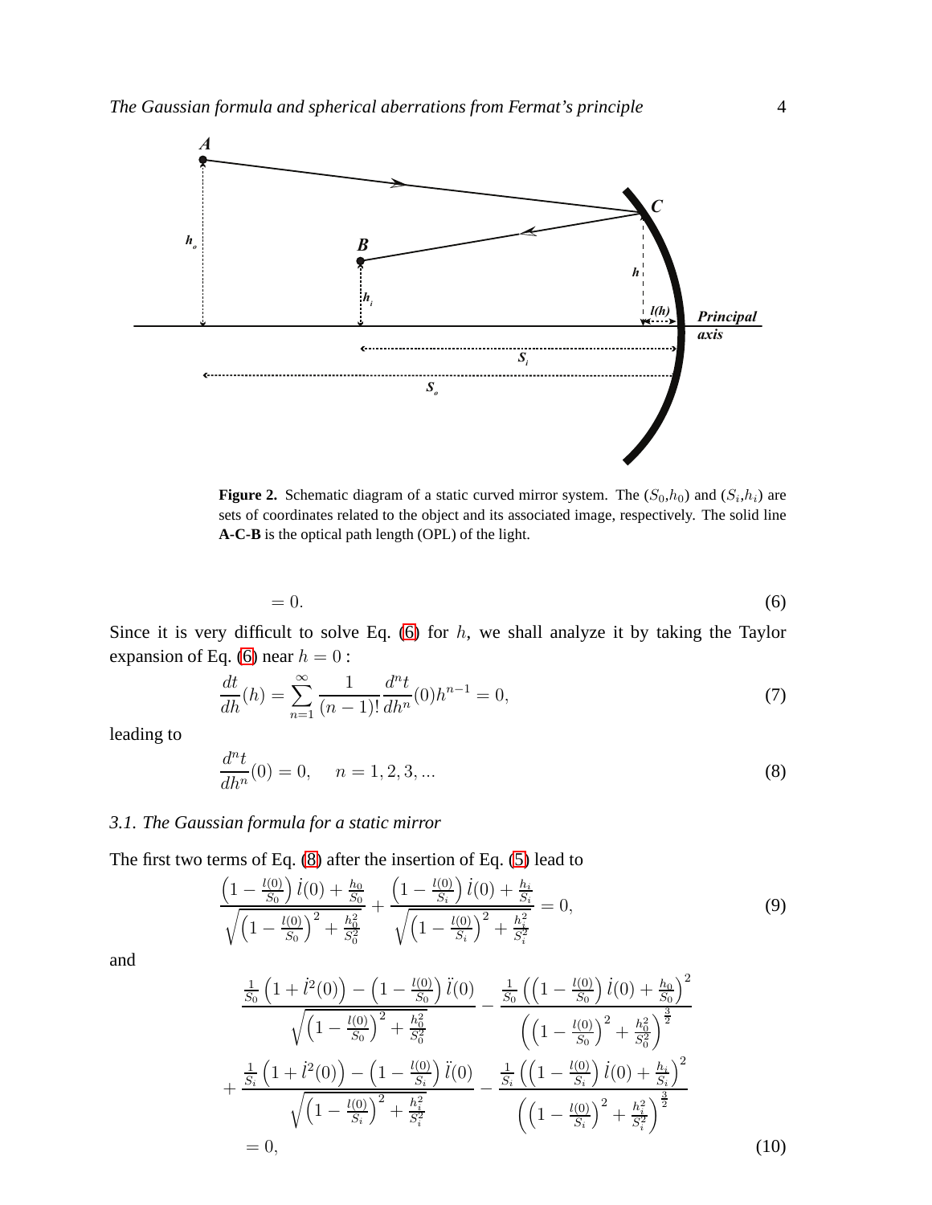**Figure 2.** Schematic diagram of a static curved mirror system. The ($S_0$,$h_0$) and ($S_i$,$h_i$) are sets of coordinates related to the object and its associated image, respectively. The solid line **A-C-B** is the optical path length (OPL) of the light.

$$
= 0. \tag{6}
$$

Since it is very difficult to solve Eq. (6) for $h$, we shall analyze it by taking the Taylor expansion of Eq. (6) near $h = 0$ :

$$
\frac{dt}{dh}(h) = \sum_{n=1}^{\infty} \frac{1}{(n-1)!} \frac{d^n t}{dh^n}(0) h^{n-1} = 0, \tag{7}
$$

leading to

$$
\frac{d^n t}{dh^n}(0) = 0, \quad n = 1, 2, 3, ... \tag{8}
$$

### 3.1. The Gaussian formula for a static mirror

The first two terms of Eq. (8) after the insertion of Eq. (5) lead to

$$
\frac{\left(1 - \frac{l(0)}{S_0}\right)\dot{l}(0) + \frac{h_0}{S_0}}{\sqrt{\left(1 - \frac{l(0)}{S_0}\right)^2 + \frac{h_0^2}{S_0^2}}} + \frac{\left(1 - \frac{l(0)}{S_i}\right)\dot{l}(0) + \frac{h_i}{S_i}}{\sqrt{\left(1 - \frac{l(0)}{S_i}\right)^2 + \frac{h_i^2}{S_i^2}}} = 0, \tag{9}
$$

and

$$
\begin{aligned}
&\frac{\frac{1}{S_0}\left(1 + \dot{l}^2(0)\right) - \left(1 - \frac{l(0)}{S_0}\right)\ddot{l}(0)}{\sqrt{\left(1 - \frac{l(0)}{S_0}\right)^2 + \frac{h_0^2}{S_0^2}}} - \frac{\frac{1}{S_0}\left(\left(1 - \frac{l(0)}{S_0}\right)\dot{l}(0) + \frac{h_0}{S_0}\right)^2}{\left(\left(1 - \frac{l(0)}{S_0}\right)^2 + \frac{h_0^2}{S_0^2}\right)^{\frac{3}{2}}} \\
&+ \frac{\frac{1}{S_i}\left(1 + \dot{l}^2(0)\right) - \left(1 - \frac{l(0)}{S_i}\right)\ddot{l}(0)}{\sqrt{\left(1 - \frac{l(0)}{S_i}\right)^2 + \frac{h_i^2}{S_i^2}}} - \frac{\frac{1}{S_i}\left(\left(1 - \frac{l(0)}{S_i}\right)\dot{l}(0) + \frac{h_i}{S_i}\right)^2}{\left(\left(1 - \frac{l(0)}{S_i}\right)^2 + \frac{h_i^2}{S_i^2}\right)^{\frac{3}{2}}} \\
&= 0,
\end{aligned} \tag{10}
$$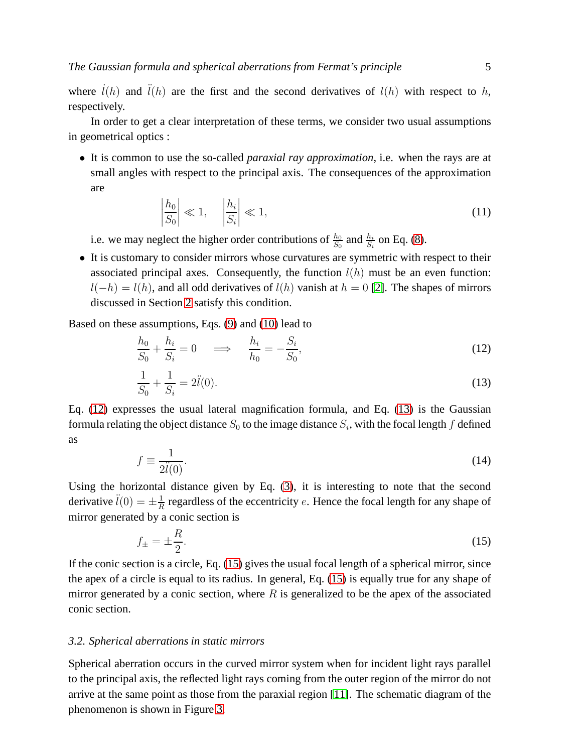where $\dot{l}(h)$ and $\ddot{l}(h)$ are the first and the second derivatives of $l(h)$ with respect to $h$, respectively.

In order to get a clear interpretation of these terms, we consider two usual assumptions in geometrical optics :

- It is common to use the so-called *paraxial ray approximation*, i.e. when the rays are at small angles with respect to the principal axis. The consequences of the approximation are

$$\left|\frac{h_0}{S_0}\right| \ll 1, \qquad \left|\frac{h_i}{S_i}\right| \ll 1, \tag{11}$$

  i.e. we may neglect the higher order contributions of $\frac{h_0}{S_0}$ and $\frac{h_i}{S_i}$ on Eq. (8).

- It is customary to consider mirrors whose curvatures are symmetric with respect to their associated principal axes. Consequently, the function $l(h)$ must be an even function: $l(-h) = l(h)$, and all odd derivatives of $l(h)$ vanish at $h = 0$ [2]. The shapes of mirrors discussed in Section 2 satisfy this condition.

Based on these assumptions, Eqs. (9) and (10) lead to

$$\frac{h_0}{S_0} + \frac{h_i}{S_i} = 0 \quad \Longrightarrow \quad \frac{h_i}{h_0} = -\frac{S_i}{S_0}, \tag{12}$$

$$\frac{1}{S_0} + \frac{1}{S_i} = 2\ddot{l}(0). \tag{13}$$

Eq. (12) expresses the usual lateral magnification formula, and Eq. (13) is the Gaussian formula relating the object distance $S_0$ to the image distance $S_i$, with the focal length $f$ defined as

$$f \equiv \frac{1}{2\ddot{l}(0)}. \tag{14}$$

Using the horizontal distance given by Eq. (3), it is interesting to note that the second derivative $\ddot{l}(0) = \pm\frac{1}{R}$ regardless of the eccentricity $e$. Hence the focal length for any shape of mirror generated by a conic section is

$$f_{\pm} = \pm\frac{R}{2}. \tag{15}$$

If the conic section is a circle, Eq. (15) gives the usual focal length of a spherical mirror, since the apex of a circle is equal to its radius. In general, Eq. (15) is equally true for any shape of mirror generated by a conic section, where $R$ is generalized to be the apex of the associated conic section.

### 3.2. Spherical aberrations in static mirrors

Spherical aberration occurs in the curved mirror system when for incident light rays parallel to the principal axis, the reflected light rays coming from the outer region of the mirror do not arrive at the same point as those from the paraxial region [11]. The schematic diagram of the phenomenon is shown in Figure 3.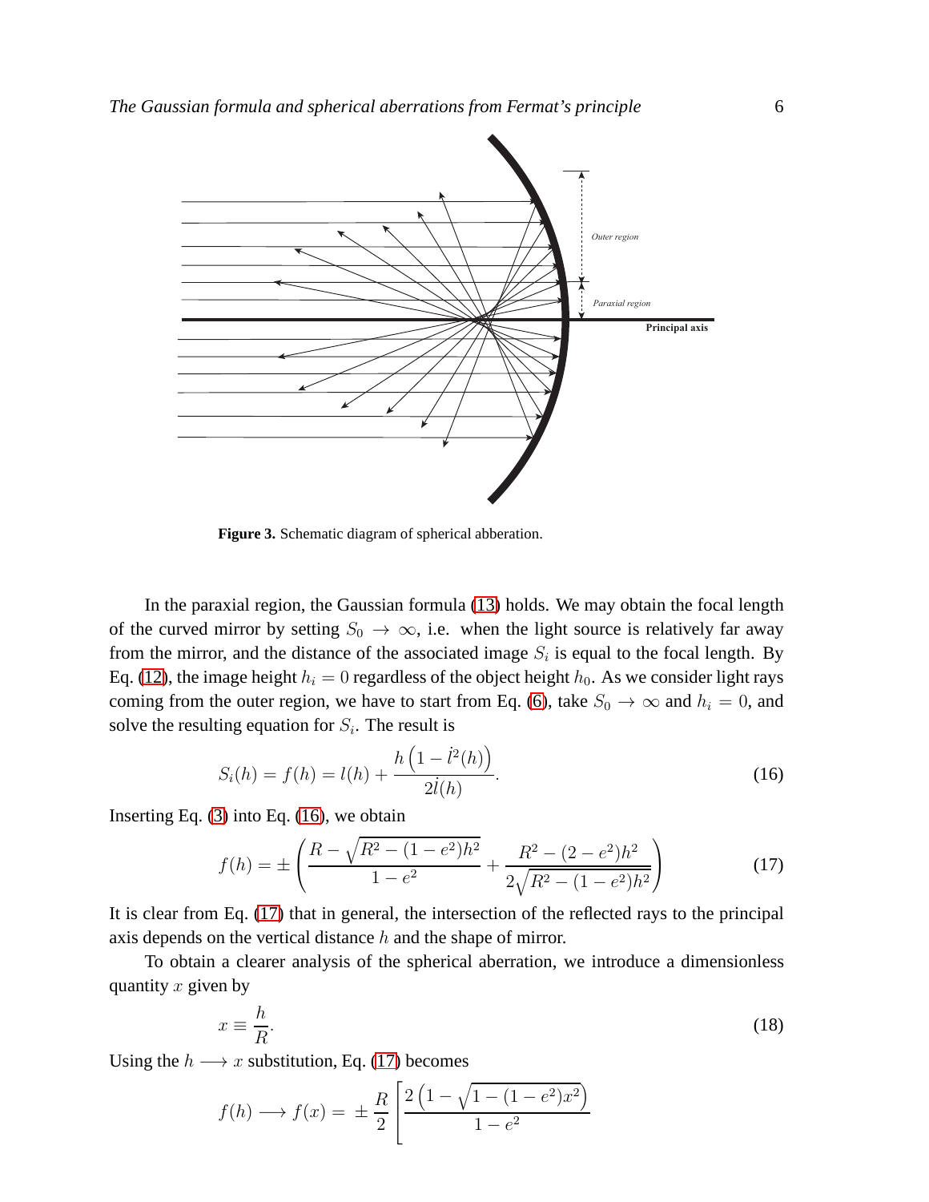**Figure 3.** Schematic diagram of spherical abberation.

In the paraxial region, the Gaussian formula (13) holds. We may obtain the focal length of the curved mirror by setting $S_0 \to \infty$, i.e. when the light source is relatively far away from the mirror, and the distance of the associated image $S_i$ is equal to the focal length. By Eq. (12), the image height $h_i = 0$ regardless of the object height $h_0$. As we consider light rays coming from the outer region, we have to start from Eq. (6), take $S_0 \to \infty$ and $h_i = 0$, and solve the resulting equation for $S_i$. The result is

$$S_i(h) = f(h) = l(h) + \frac{h\left(1 - \dot{l}^2(h)\right)}{2\dot{l}(h)}. \tag{16}$$

Inserting Eq. (3) into Eq. (16), we obtain

$$f(h) = \pm\left(\frac{R - \sqrt{R^2 - (1-e^2)h^2}}{1-e^2} + \frac{R^2 - (2-e^2)h^2}{2\sqrt{R^2 - (1-e^2)h^2}}\right) \tag{17}$$

It is clear from Eq. (17) that in general, the intersection of the reflected rays to the principal axis depends on the vertical distance $h$ and the shape of mirror.

To obtain a clearer analysis of the spherical aberration, we introduce a dimensionless quantity $x$ given by

$$x \equiv \frac{h}{R}. \tag{18}$$

Using the $h \longrightarrow x$ substitution, Eq. (17) becomes

$$f(h) \longrightarrow f(x) = \pm\frac{R}{2}\left[\frac{2\left(1 - \sqrt{1-(1-e^2)x^2}\right)}{1-e^2}\right.$$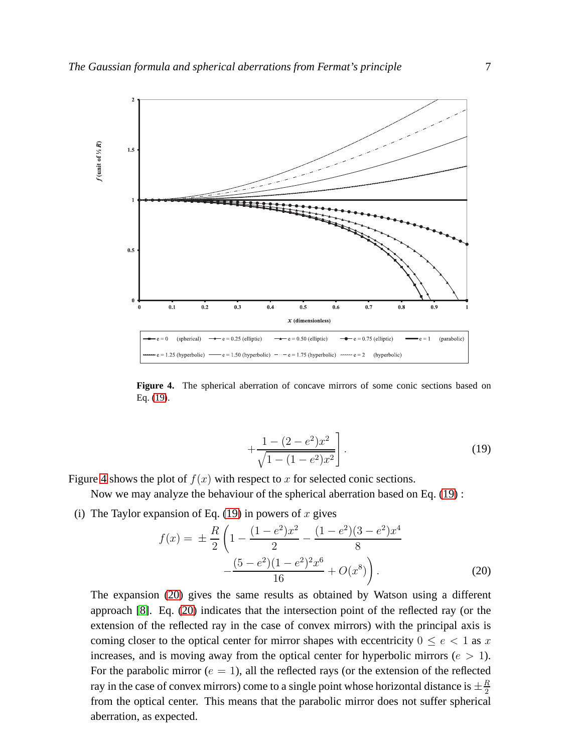**Figure 4.** The spherical aberration of concave mirrors of some conic sections based on Eq. (19).

$$
+\frac{1-(2-e^2)x^2}{\sqrt{1-(1-e^2)x^2}}\Bigg]. \tag{19}
$$

Figure 4 shows the plot of $f(x)$ with respect to $x$ for selected conic sections.

Now we may analyze the behaviour of the spherical aberration based on Eq. (19) :

(i) The Taylor expansion of Eq. (19) in powers of $x$ gives

$$
f(x) = \pm\frac{R}{2}\left(1-\frac{(1-e^2)x^2}{2}-\frac{(1-e^2)(3-e^2)x^4}{8}\right.
$$
$$
\left.-\frac{(5-e^2)(1-e^2)^2x^6}{16}+O(x^8)\right). \tag{20}
$$

The expansion (20) gives the same results as obtained by Watson using a different approach [8]. Eq. (20) indicates that the intersection point of the reflected ray (or the extension of the reflected ray in the case of convex mirrors) with the principal axis is coming closer to the optical center for mirror shapes with eccentricity $0 \leq e < 1$ as $x$ increases, and is moving away from the optical center for hyperbolic mirrors ($e > 1$). For the parabolic mirror ($e = 1$), all the reflected rays (or the extension of the reflected ray in the case of convex mirrors) come to a single point whose horizontal distance is $\pm\frac{R}{2}$ from the optical center. This means that the parabolic mirror does not suffer spherical aberration, as expected.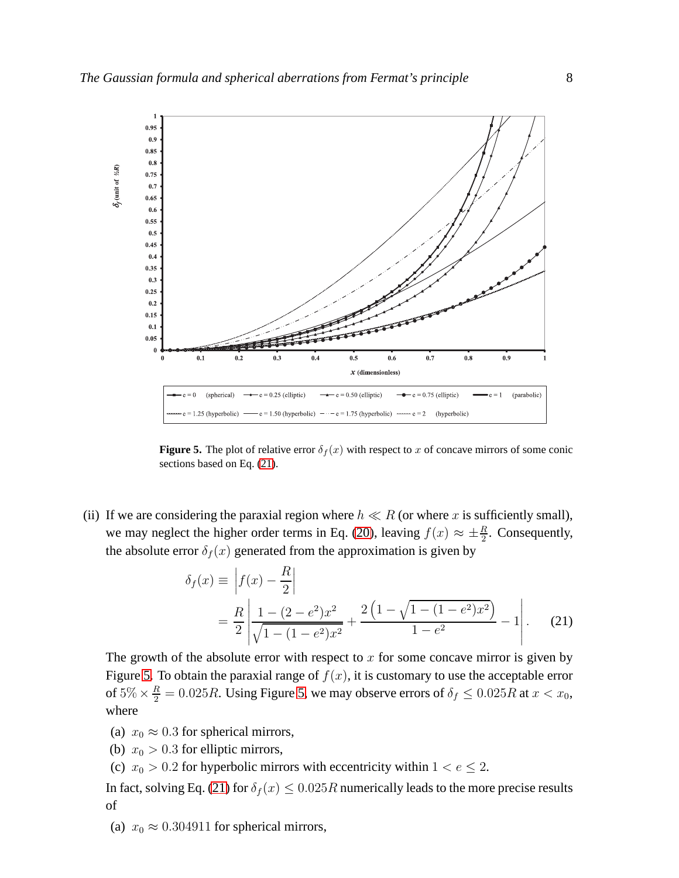**Figure 5.** The plot of relative error $\delta_f(x)$ with respect to $x$ of concave mirrors of some conic sections based on Eq. (21).

(ii) If we are considering the paraxial region where $h \ll R$ (or where $x$ is sufficiently small), we may neglect the higher order terms in Eq. (20), leaving $f(x) \approx \pm\frac{R}{2}$. Consequently, the absolute error $\delta_f(x)$ generated from the approximation is given by

$$\begin{aligned}\delta_f(x) &\equiv \left| f(x) - \frac{R}{2} \right| \\ &= \frac{R}{2} \left| \frac{1-(2-e^2)x^2}{\sqrt{1-(1-e^2)x^2}} + \frac{2\left(1-\sqrt{1-(1-e^2)x^2}\right)}{1-e^2} - 1 \right|. \end{aligned} \tag{21}$$

The growth of the absolute error with respect to $x$ for some concave mirror is given by Figure 5. To obtain the paraxial range of $f(x)$, it is customary to use the acceptable error of $5\% \times \frac{R}{2} = 0.025R$. Using Figure 5, we may observe errors of $\delta_f \leq 0.025R$ at $x < x_0$, where

(a) $x_0 \approx 0.3$ for spherical mirrors,

(b) $x_0 > 0.3$ for elliptic mirrors,

(c) $x_0 > 0.2$ for hyperbolic mirrors with eccentricity within $1 < e \leq 2$.

In fact, solving Eq. (21) for $\delta_f(x) \leq 0.025R$ numerically leads to the more precise results of

(a) $x_0 \approx 0.304911$ for spherical mirrors,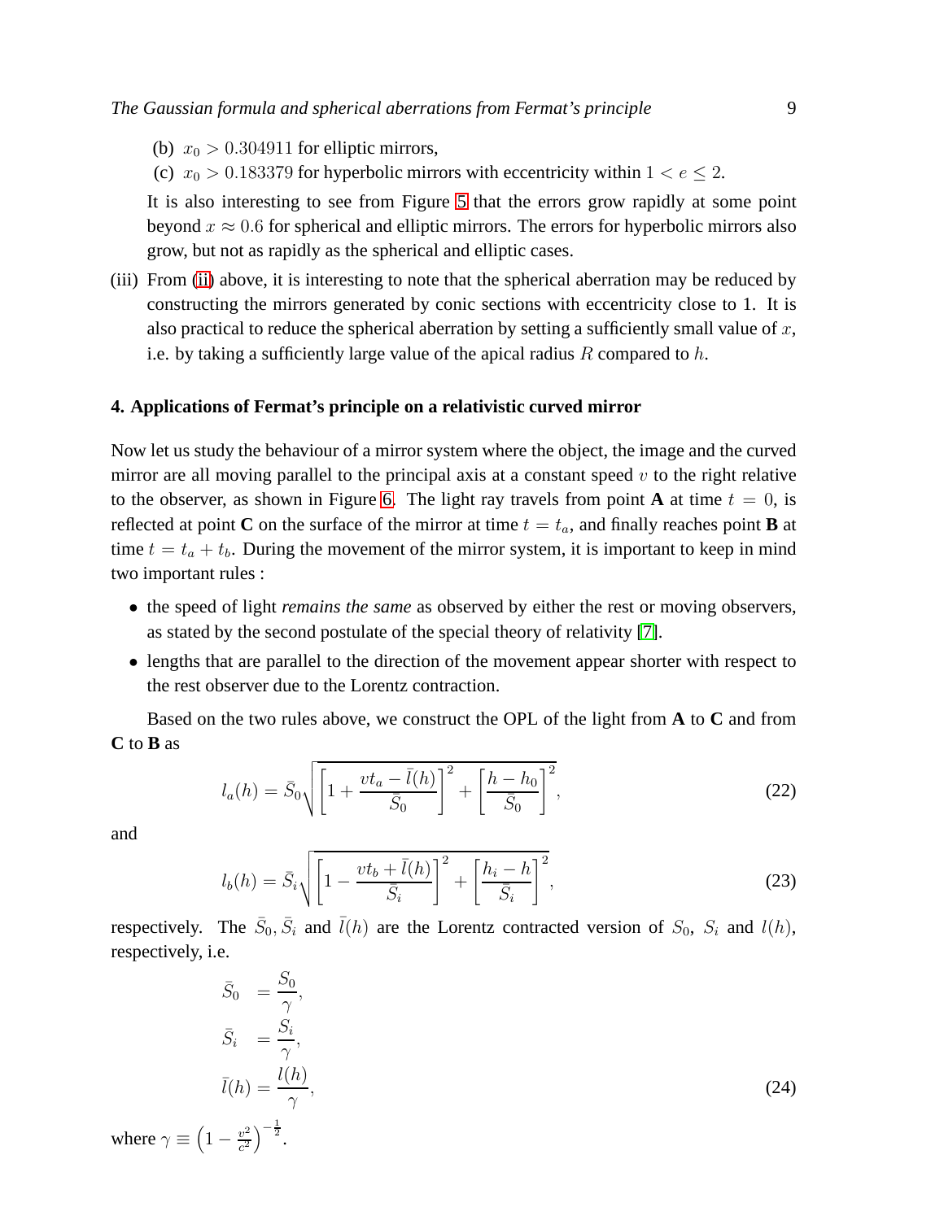(b) $x_0 > 0.304911$ for elliptic mirrors,

(c) $x_0 > 0.183379$ for hyperbolic mirrors with eccentricity within $1 < e \leq 2$.

It is also interesting to see from Figure 5 that the errors grow rapidly at some point beyond $x \approx 0.6$ for spherical and elliptic mirrors. The errors for hyperbolic mirrors also grow, but not as rapidly as the spherical and elliptic cases.

(iii) From (ii) above, it is interesting to note that the spherical aberration may be reduced by constructing the mirrors generated by conic sections with eccentricity close to 1. It is also practical to reduce the spherical aberration by setting a sufficiently small value of $x$, i.e. by taking a sufficiently large value of the apical radius $R$ compared to $h$.

### 4. Applications of Fermat's principle on a relativistic curved mirror

Now let us study the behaviour of a mirror system where the object, the image and the curved mirror are all moving parallel to the principal axis at a constant speed $v$ to the right relative to the observer, as shown in Figure 6. The light ray travels from point **A** at time $t = 0$, is reflected at point **C** on the surface of the mirror at time $t = t_a$, and finally reaches point **B** at time $t = t_a + t_b$. During the movement of the mirror system, it is important to keep in mind two important rules :

- the speed of light *remains the same* as observed by either the rest or moving observers, as stated by the second postulate of the special theory of relativity [7].
- lengths that are parallel to the direction of the movement appear shorter with respect to the rest observer due to the Lorentz contraction.

Based on the two rules above, we construct the OPL of the light from **A** to **C** and from **C** to **B** as

$$l_a(h) = \bar{S}_0 \sqrt{\left[1 + \frac{vt_a - \bar{l}(h)}{\bar{S}_0}\right]^2 + \left[\frac{h - h_0}{\bar{S}_0}\right]^2}, \tag{22}$$

and

$$l_b(h) = \bar{S}_i \sqrt{\left[1 - \frac{vt_b + \bar{l}(h)}{\bar{S}_i}\right]^2 + \left[\frac{h_i - h}{\bar{S}_i}\right]^2}, \tag{23}$$

respectively. The $\bar{S}_0, \bar{S}_i$ and $\bar{l}(h)$ are the Lorentz contracted version of $S_0$, $S_i$ and $l(h)$, respectively, i.e.

$$\begin{aligned}
\bar{S}_0 &= \frac{S_0}{\gamma}, \\
\bar{S}_i &= \frac{S_i}{\gamma}, \\
\bar{l}(h) &= \frac{l(h)}{\gamma},
\end{aligned} \tag{24}$$

where $\gamma \equiv \left(1 - \frac{v^2}{c^2}\right)^{-\frac{1}{2}}$.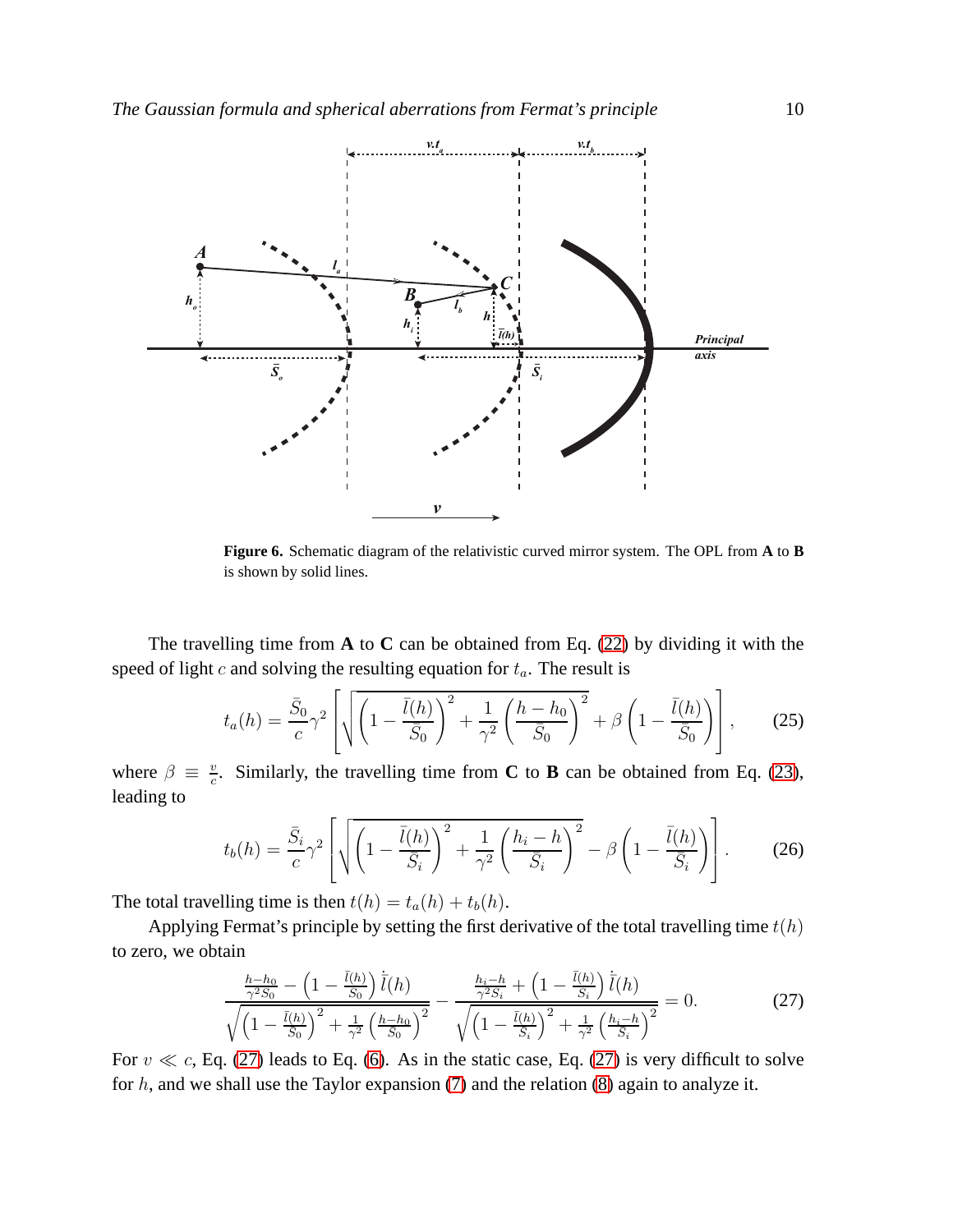**Figure 6.** Schematic diagram of the relativistic curved mirror system. The OPL from **A** to **B** is shown by solid lines.

The travelling time from **A** to **C** can be obtained from Eq. (22) by dividing it with the speed of light $c$ and solving the resulting equation for $t_a$. The result is

$$t_a(h) = \frac{\bar{S}_0}{c}\gamma^2 \left[ \sqrt{\left(1 - \frac{\bar{l}(h)}{\bar{S}_0}\right)^2 + \frac{1}{\gamma^2}\left(\frac{h - h_0}{\bar{S}_0}\right)^2} + \beta \left(1 - \frac{\bar{l}(h)}{\bar{S}_0}\right) \right], \tag{25}$$

where $\beta \equiv \frac{v}{c}$. Similarly, the travelling time from **C** to **B** can be obtained from Eq. (23), leading to

$$t_b(h) = \frac{\bar{S}_i}{c}\gamma^2 \left[ \sqrt{\left(1 - \frac{\bar{l}(h)}{\bar{S}_i}\right)^2 + \frac{1}{\gamma^2}\left(\frac{h_i - h}{\bar{S}_i}\right)^2} - \beta \left(1 - \frac{\bar{l}(h)}{\bar{S}_i}\right) \right]. \tag{26}$$

The total travelling time is then $t(h) = t_a(h) + t_b(h)$.

Applying Fermat's principle by setting the first derivative of the total travelling time $t(h)$ to zero, we obtain

$$\frac{\frac{h-h_0}{\gamma^2 \bar{S}_0} - \left(1 - \frac{\bar{l}(h)}{\bar{S}_0}\right)\dot{\bar{l}}(h)}{\sqrt{\left(1 - \frac{\bar{l}(h)}{\bar{S}_0}\right)^2 + \frac{1}{\gamma^2}\left(\frac{h-h_0}{\bar{S}_0}\right)^2}} - \frac{\frac{h_i-h}{\gamma^2 \bar{S}_i} + \left(1 - \frac{\bar{l}(h)}{\bar{S}_i}\right)\dot{\bar{l}}(h)}{\sqrt{\left(1 - \frac{\bar{l}(h)}{\bar{S}_i}\right)^2 + \frac{1}{\gamma^2}\left(\frac{h_i-h}{\bar{S}_i}\right)^2}} = 0. \tag{27}$$

For $v \ll c$, Eq. (27) leads to Eq. (6). As in the static case, Eq. (27) is very difficult to solve for $h$, and we shall use the Taylor expansion (7) and the relation (8) again to analyze it.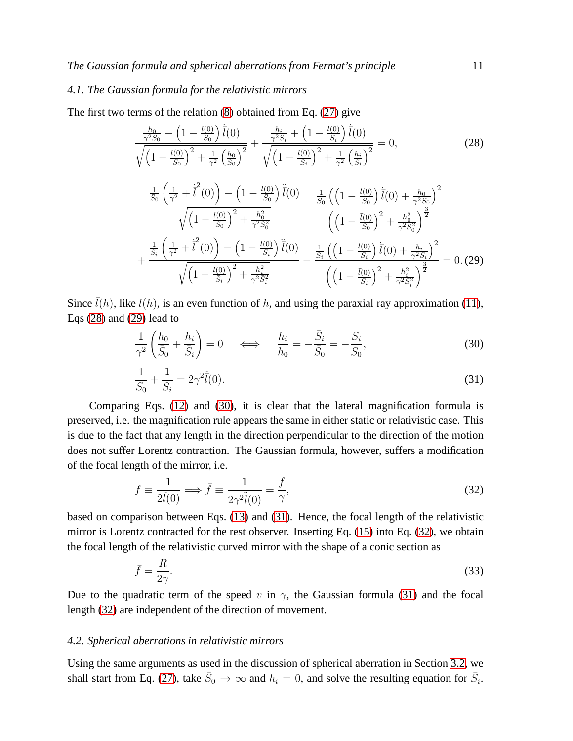### 4.1. The Gaussian formula for the relativistic mirrors

The first two terms of the relation (8) obtained from Eq. (27) give

$$\frac{\frac{h_0}{\gamma^2 S_0} - \left(1 - \frac{\bar{l}(0)}{S_0}\right)\dot{\bar{l}}(0)}{\sqrt{\left(1 - \frac{\bar{l}(0)}{S_0}\right)^2 + \frac{1}{\gamma^2}\left(\frac{h_0}{S_0}\right)^2}} + \frac{\frac{h_i}{\gamma^2 S_i} + \left(1 - \frac{\bar{l}(0)}{S_i}\right)\dot{\bar{l}}(0)}{\sqrt{\left(1 - \frac{\bar{l}(0)}{S_i}\right)^2 + \frac{1}{\gamma^2}\left(\frac{h_i}{S_i}\right)^2}} = 0, \tag{28}$$

$$\begin{aligned}
&\frac{\frac{1}{S_0}\left(\frac{1}{\gamma^2} + \dot{\bar{l}}^2(0)\right) - \left(1 - \frac{\bar{l}(0)}{S_0}\right)\ddot{\bar{l}}(0)}{\sqrt{\left(1 - \frac{\bar{l}(0)}{S_0}\right)^2 + \frac{h_0^2}{\gamma^2 S_0^2}}} - \frac{\frac{1}{S_0}\left(\left(1 - \frac{\bar{l}(0)}{S_0}\right)\dot{\bar{l}}(0) + \frac{h_0}{\gamma^2 S_0}\right)^2}{\left(\left(1 - \frac{\bar{l}(0)}{S_0}\right)^2 + \frac{h_0^2}{\gamma^2 S_0^2}\right)^{\frac{3}{2}}} \\
&+ \frac{\frac{1}{S_i}\left(\frac{1}{\gamma^2} + \dot{\bar{l}}^2(0)\right) - \left(1 - \frac{\bar{l}(0)}{S_i}\right)\ddot{\bar{l}}(0)}{\sqrt{\left(1 - \frac{\bar{l}(0)}{S_i}\right)^2 + \frac{h_i^2}{\gamma^2 S_i^2}}} - \frac{\frac{1}{S_i}\left(\left(1 - \frac{\bar{l}(0)}{S_i}\right)\dot{\bar{l}}(0) + \frac{h_i}{\gamma^2 S_i}\right)^2}{\left(\left(1 - \frac{\bar{l}(0)}{S_i}\right)^2 + \frac{h_i^2}{\gamma^2 S_i^2}\right)^{\frac{3}{2}}} = 0.
\end{aligned} \tag{29}$$

Since $\bar{l}(h)$, like $l(h)$, is an even function of $h$, and using the paraxial ray approximation (11), Eqs (28) and (29) lead to

$$\frac{1}{\gamma^2}\left(\frac{h_0}{S_0} + \frac{h_i}{S_i}\right) = 0 \quad \Longleftrightarrow \quad \frac{h_i}{h_0} = -\frac{\bar{S}_i}{\bar{S}_0} = -\frac{S_i}{S_0}, \tag{30}$$

$$\frac{1}{S_0} + \frac{1}{S_i} = 2\gamma^2 \ddot{\bar{l}}(0). \tag{31}$$

Comparing Eqs. (12) and (30), it is clear that the lateral magnification formula is preserved, i.e. the magnification rule appears the same in either static or relativistic case. This is due to the fact that any length in the direction perpendicular to the direction of the motion does not suffer Lorentz contraction. The Gaussian formula, however, suffers a modification of the focal length of the mirror, i.e.

$$f \equiv \frac{1}{2\ddot{l}(0)} \Longrightarrow \bar{f} \equiv \frac{1}{2\gamma^2 \ddot{\bar{l}}(0)} = \frac{f}{\gamma}, \tag{32}$$

based on comparison between Eqs. (13) and (31). Hence, the focal length of the relativistic mirror is Lorentz contracted for the rest observer. Inserting Eq. (15) into Eq. (32), we obtain the focal length of the relativistic curved mirror with the shape of a conic section as

$$\bar{f} = \frac{R}{2\gamma}. \tag{33}$$

Due to the quadratic term of the speed $v$ in $\gamma$, the Gaussian formula (31) and the focal length (32) are independent of the direction of movement.

### 4.2. Spherical aberrations in relativistic mirrors

Using the same arguments as used in the discussion of spherical aberration in Section 3.2, we shall start from Eq. (27), take $\bar{S}_0 \to \infty$ and $h_i = 0$, and solve the resulting equation for $\bar{S}_i$.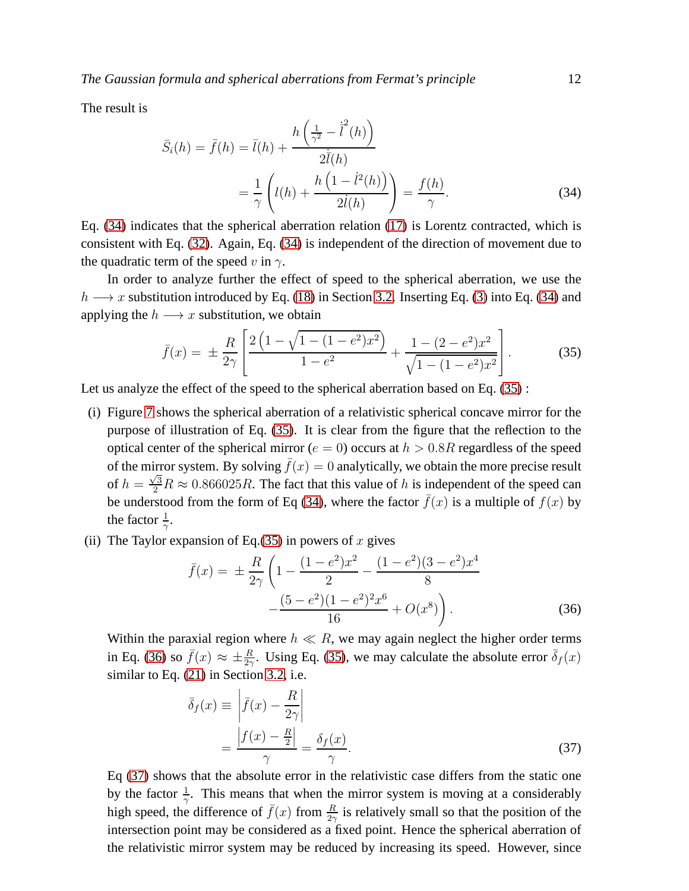The result is

$$\bar{S}_i(h) = \bar{f}(h) = \bar{l}(h) + \frac{h\left(\frac{1}{\gamma^2} - \dot{\bar{l}}^2(h)\right)}{2\dot{\bar{l}}(h)}$$

$$= \frac{1}{\gamma}\left(l(h) + \frac{h\left(1 - \dot{l}^2(h)\right)}{2\dot{l}(h)}\right) = \frac{f(h)}{\gamma}. \tag{34}$$

Eq. (34) indicates that the spherical aberration relation (17) is Lorentz contracted, which is consistent with Eq. (32). Again, Eq. (34) is independent of the direction of movement due to the quadratic term of the speed $v$ in $\gamma$.

In order to analyze further the effect of speed to the spherical aberration, we use the $h \longrightarrow x$ substitution introduced by Eq. (18) in Section 3.2. Inserting Eq. (3) into Eq. (34) and applying the $h \longrightarrow x$ substitution, we obtain

$$\bar{f}(x) = \pm \frac{R}{2\gamma}\left[\frac{2\left(1 - \sqrt{1 - (1-e^2)x^2}\right)}{1 - e^2} + \frac{1 - (2 - e^2)x^2}{\sqrt{1 - (1-e^2)x^2}}\right]. \tag{35}$$

Let us analyze the effect of the speed to the spherical aberration based on Eq. (35) :

(i) Figure 7 shows the spherical aberration of a relativistic spherical concave mirror for the purpose of illustration of Eq. (35). It is clear from the figure that the reflection to the optical center of the spherical mirror ($e = 0$) occurs at $h > 0.8R$ regardless of the speed of the mirror system. By solving $\bar{f}(x) = 0$ analytically, we obtain the more precise result of $h = \frac{\sqrt{3}}{2}R \approx 0.866025R$. The fact that this value of $h$ is independent of the speed can be understood from the form of Eq (34), where the factor $\bar{f}(x)$ is a multiple of $f(x)$ by the factor $\frac{1}{\gamma}$.

(ii) The Taylor expansion of Eq.(35) in powers of $x$ gives

$$\bar{f}(x) = \pm \frac{R}{2\gamma}\left(1 - \frac{(1-e^2)x^2}{2} - \frac{(1-e^2)(3-e^2)x^4}{8}\right.$$
$$\left. - \frac{(5-e^2)(1-e^2)^2x^6}{16} + O(x^8)\right). \tag{36}$$

Within the paraxial region where $h \ll R$, we may again neglect the higher order terms in Eq. (36) so $\bar{f}(x) \approx \pm\frac{R}{2\gamma}$. Using Eq. (35), we may calculate the absolute error $\bar{\delta}_f(x)$ similar to Eq. (21) in Section 3.2, i.e.

$$\bar{\delta}_f(x) \equiv \left|\bar{f}(x) - \frac{R}{2\gamma}\right|$$

$$= \frac{\left|f(x) - \frac{R}{2}\right|}{\gamma} = \frac{\delta_f(x)}{\gamma}. \tag{37}$$

Eq (37) shows that the absolute error in the relativistic case differs from the static one by the factor $\frac{1}{\gamma}$. This means that when the mirror system is moving at a considerably high speed, the difference of $\bar{f}(x)$ from $\frac{R}{2\gamma}$ is relatively small so that the position of the intersection point may be considered as a fixed point. Hence the spherical aberration of the relativistic mirror system may be reduced by increasing its speed. However, since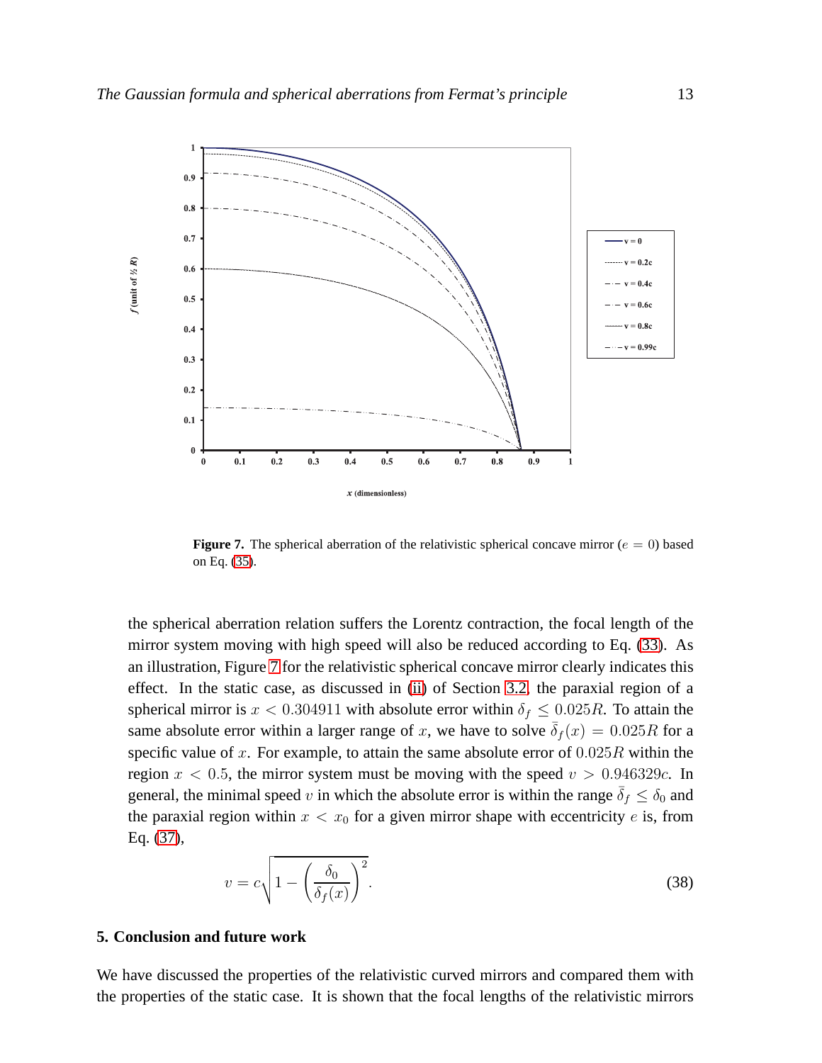**Figure 7.** The spherical aberration of the relativistic spherical concave mirror ($e = 0$) based on Eq. (35).

the spherical aberration relation suffers the Lorentz contraction, the focal length of the mirror system moving with high speed will also be reduced according to Eq. (33). As an illustration, Figure 7 for the relativistic spherical concave mirror clearly indicates this effect. In the static case, as discussed in (ii) of Section 3.2, the paraxial region of a spherical mirror is $x < 0.304911$ with absolute error within $\delta_f \leq 0.025R$. To attain the same absolute error within a larger range of $x$, we have to solve $\bar{\delta}_f(x) = 0.025R$ for a specific value of $x$. For example, to attain the same absolute error of $0.025R$ within the region $x < 0.5$, the mirror system must be moving with the speed $v > 0.946329c$. In general, the minimal speed $v$ in which the absolute error is within the range $\bar{\delta}_f \leq \delta_0$ and the paraxial region within $x < x_0$ for a given mirror shape with eccentricity $e$ is, from Eq. (37),

$$v = c\sqrt{1 - \left(\frac{\delta_0}{\delta_f(x)}\right)^2}. \tag{38}$$

## 5. Conclusion and future work

We have discussed the properties of the relativistic curved mirrors and compared them with the properties of the static case. It is shown that the focal lengths of the relativistic mirrors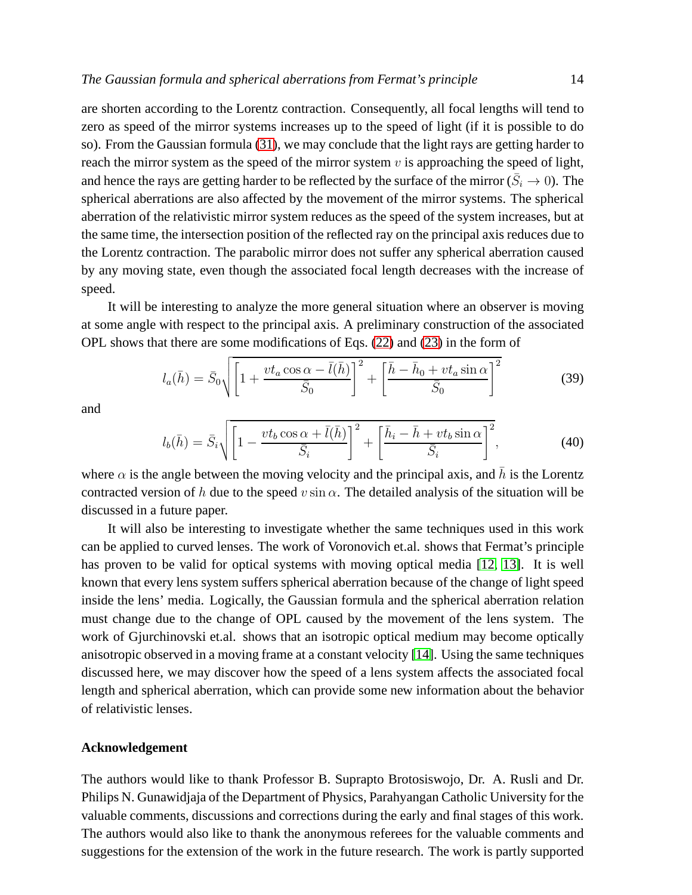are shorten according to the Lorentz contraction. Consequently, all focal lengths will tend to zero as speed of the mirror systems increases up to the speed of light (if it is possible to do so). From the Gaussian formula (31), we may conclude that the light rays are getting harder to reach the mirror system as the speed of the mirror system $v$ is approaching the speed of light, and hence the rays are getting harder to be reflected by the surface of the mirror ($\bar{S}_i \to 0$). The spherical aberrations are also affected by the movement of the mirror systems. The spherical aberration of the relativistic mirror system reduces as the speed of the system increases, but at the same time, the intersection position of the reflected ray on the principal axis reduces due to the Lorentz contraction. The parabolic mirror does not suffer any spherical aberration caused by any moving state, even though the associated focal length decreases with the increase of speed.

It will be interesting to analyze the more general situation where an observer is moving at some angle with respect to the principal axis. A preliminary construction of the associated OPL shows that there are some modifications of Eqs. (22) and (23) in the form of

$$l_a(\bar{h}) = \bar{S}_0 \sqrt{\left[1 + \frac{vt_a \cos\alpha - \bar{l}(\bar{h})}{\bar{S}_0}\right]^2 + \left[\frac{\bar{h} - \bar{h}_0 + vt_a \sin\alpha}{\bar{S}_0}\right]^2} \tag{39}$$

and

$$l_b(\bar{h}) = \bar{S}_i \sqrt{\left[1 - \frac{vt_b \cos\alpha + \bar{l}(\bar{h})}{\bar{S}_i}\right]^2 + \left[\frac{\bar{h}_i - \bar{h} + vt_b \sin\alpha}{\bar{S}_i}\right]^2}, \tag{40}$$

where $\alpha$ is the angle between the moving velocity and the principal axis, and $\bar{h}$ is the Lorentz contracted version of $h$ due to the speed $v \sin\alpha$. The detailed analysis of the situation will be discussed in a future paper.

It will also be interesting to investigate whether the same techniques used in this work can be applied to curved lenses. The work of Voronovich et.al. shows that Fermat's principle has proven to be valid for optical systems with moving optical media [12, 13]. It is well known that every lens system suffers spherical aberration because of the change of light speed inside the lens' media. Logically, the Gaussian formula and the spherical aberration relation must change due to the change of OPL caused by the movement of the lens system. The work of Gjurchinovski et.al. shows that an isotropic optical medium may become optically anisotropic observed in a moving frame at a constant velocity [14]. Using the same techniques discussed here, we may discover how the speed of a lens system affects the associated focal length and spherical aberration, which can provide some new information about the behavior of relativistic lenses.

### Acknowledgement

The authors would like to thank Professor B. Suprapto Brotosiswojo, Dr. A. Rusli and Dr. Philips N. Gunawidjaja of the Department of Physics, Parahyangan Catholic University for the valuable comments, discussions and corrections during the early and final stages of this work. The authors would also like to thank the anonymous referees for the valuable comments and suggestions for the extension of the work in the future research. The work is partly supported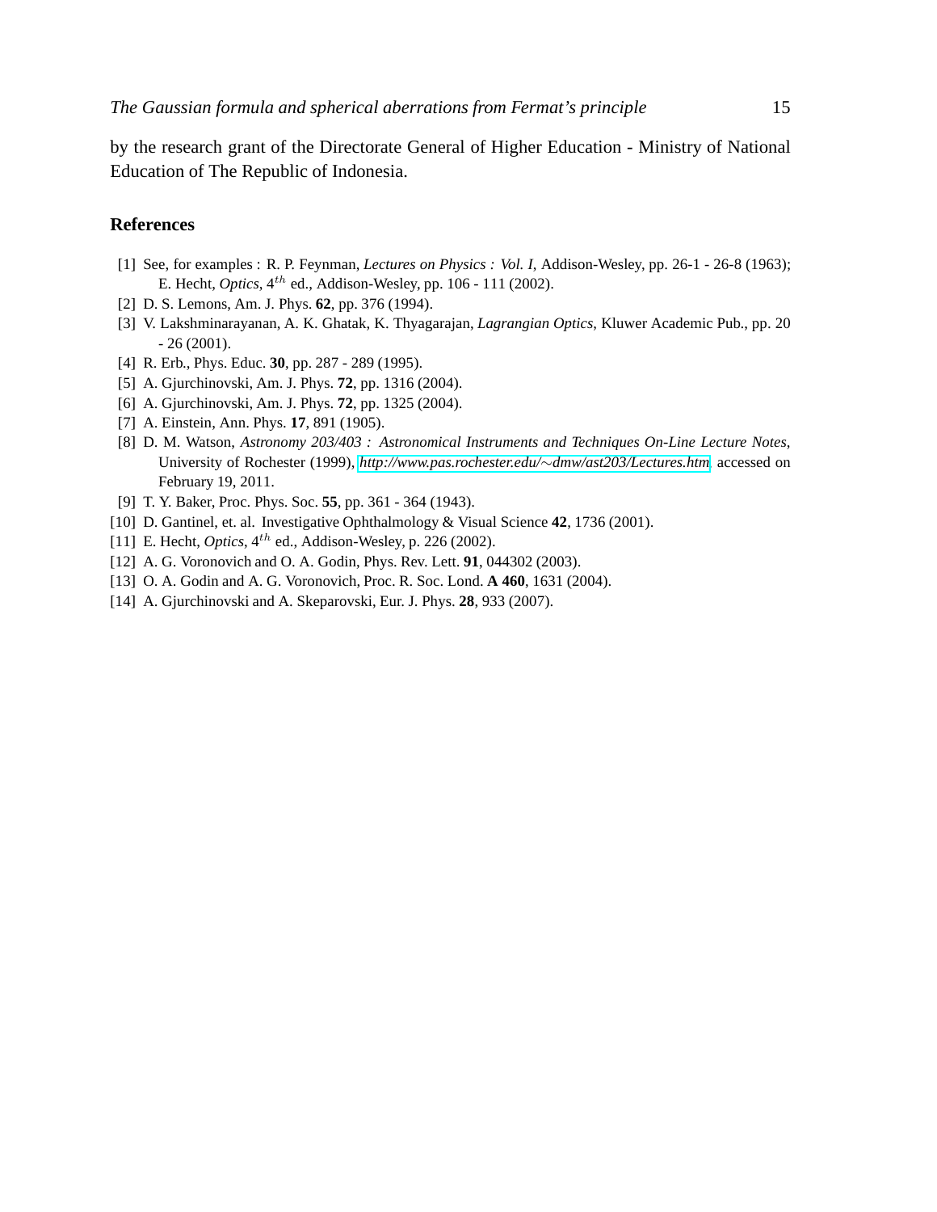by the research grant of the Directorate General of Higher Education - Ministry of National Education of The Republic of Indonesia.

## References

[1] See, for examples : R. P. Feynman, *Lectures on Physics : Vol. I*, Addison-Wesley, pp. 26-1 - 26-8 (1963); E. Hecht, *Optics*, $4^{th}$ ed., Addison-Wesley, pp. 106 - 111 (2002).

[2] D. S. Lemons, Am. J. Phys. **62**, pp. 376 (1994).

[3] V. Lakshminarayanan, A. K. Ghatak, K. Thyagarajan, *Lagrangian Optics*, Kluwer Academic Pub., pp. 20 - 26 (2001).

[4] R. Erb., Phys. Educ. **30**, pp. 287 - 289 (1995).

[5] A. Gjurchinovski, Am. J. Phys. **72**, pp. 1316 (2004).

[6] A. Gjurchinovski, Am. J. Phys. **72**, pp. 1325 (2004).

[7] A. Einstein, Ann. Phys. **17**, 891 (1905).

[8] D. M. Watson, *Astronomy 203/403 : Astronomical Instruments and Techniques On-Line Lecture Notes*, University of Rochester (1999), *http://www.pas.rochester.edu/∼dmw/ast203/Lectures.htm*, accessed on February 19, 2011.

[9] T. Y. Baker, Proc. Phys. Soc. **55**, pp. 361 - 364 (1943).

[10] D. Gantinel, et. al. Investigative Ophthalmology & Visual Science **42**, 1736 (2001).

[11] E. Hecht, *Optics*, $4^{th}$ ed., Addison-Wesley, p. 226 (2002).

[12] A. G. Voronovich and O. A. Godin, Phys. Rev. Lett. **91**, 044302 (2003).

[13] O. A. Godin and A. G. Voronovich, Proc. R. Soc. Lond. **A 460**, 1631 (2004).

[14] A. Gjurchinovski and A. Skeparovski, Eur. J. Phys. **28**, 933 (2007).